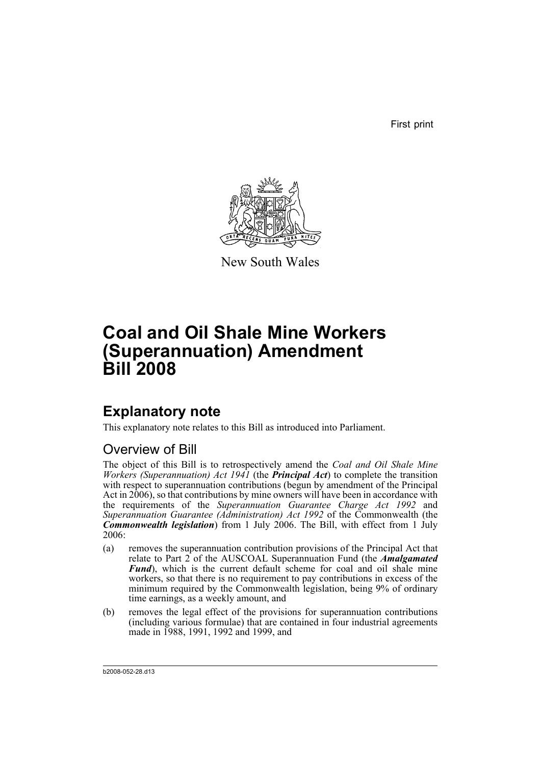First print

New South Wales

# Coal and Oil Shale Mine Workers (Superannuation) Amendment Bill 2008

## Explanatory note

This explanatory note relates to this Bill as introduced into Parliament.

### Overview of Bill

The object of this Bill is to retrospectively amend the *Coal and Oil Shale Mine Workers (Superannuation) Act 1941* (the ***Principal Act***) to complete the transition with respect to superannuation contributions (begun by amendment of the Principal Act in 2006), so that contributions by mine owners will have been in accordance with the requirements of the *Superannuation Guarantee Charge Act 1992* and *Superannuation Guarantee (Administration) Act 1992* of the Commonwealth (the ***Commonwealth legislation***) from 1 July 2006. The Bill, with effect from 1 July 2006:

(a) removes the superannuation contribution provisions of the Principal Act that relate to Part 2 of the AUSCOAL Superannuation Fund (the ***Amalgamated Fund***), which is the current default scheme for coal and oil shale mine workers, so that there is no requirement to pay contributions in excess of the minimum required by the Commonwealth legislation, being 9% of ordinary time earnings, as a weekly amount, and

(b) removes the legal effect of the provisions for superannuation contributions (including various formulae) that are contained in four industrial agreements made in 1988, 1991, 1992 and 1999, and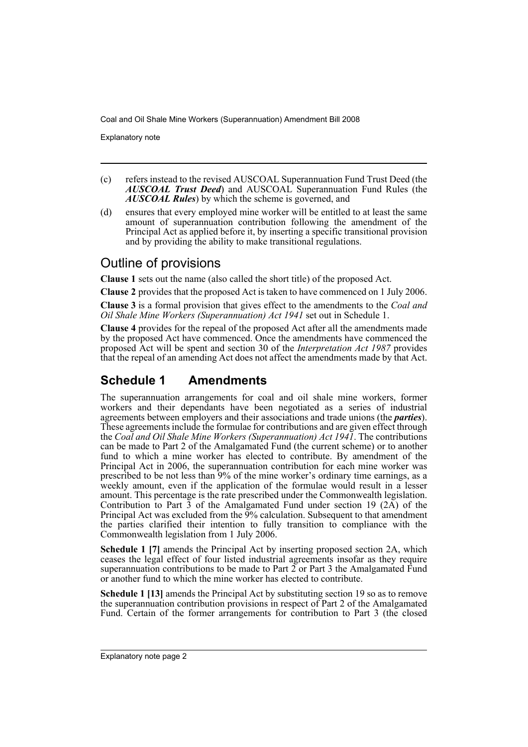(c) refers instead to the revised AUSCOAL Superannuation Fund Trust Deed (the ***AUSCOAL Trust Deed***) and AUSCOAL Superannuation Fund Rules (the ***AUSCOAL Rules***) by which the scheme is governed, and

(d) ensures that every employed mine worker will be entitled to at least the same amount of superannuation contribution following the amendment of the Principal Act as applied before it, by inserting a specific transitional provision and by providing the ability to make transitional regulations.

## Outline of provisions

**Clause 1** sets out the name (also called the short title) of the proposed Act.

**Clause 2** provides that the proposed Act is taken to have commenced on 1 July 2006.

**Clause 3** is a formal provision that gives effect to the amendments to the *Coal and Oil Shale Mine Workers (Superannuation) Act 1941* set out in Schedule 1.

**Clause 4** provides for the repeal of the proposed Act after all the amendments made by the proposed Act have commenced. Once the amendments have commenced the proposed Act will be spent and section 30 of the *Interpretation Act 1987* provides that the repeal of an amending Act does not affect the amendments made by that Act.

## Schedule 1 Amendments

The superannuation arrangements for coal and oil shale mine workers, former workers and their dependants have been negotiated as a series of industrial agreements between employers and their associations and trade unions (the ***parties***). These agreements include the formulae for contributions and are given effect through the *Coal and Oil Shale Mine Workers (Superannuation) Act 1941*. The contributions can be made to Part 2 of the Amalgamated Fund (the current scheme) or to another fund to which a mine worker has elected to contribute. By amendment of the Principal Act in 2006, the superannuation contribution for each mine worker was prescribed to be not less than 9% of the mine worker's ordinary time earnings, as a weekly amount, even if the application of the formulae would result in a lesser amount. This percentage is the rate prescribed under the Commonwealth legislation. Contribution to Part 3 of the Amalgamated Fund under section 19 (2A) of the Principal Act was excluded from the 9% calculation. Subsequent to that amendment the parties clarified their intention to fully transition to compliance with the Commonwealth legislation from 1 July 2006.

**Schedule 1 [7]** amends the Principal Act by inserting proposed section 2A, which ceases the legal effect of four listed industrial agreements insofar as they require superannuation contributions to be made to Part 2 or Part 3 the Amalgamated Fund or another fund to which the mine worker has elected to contribute.

**Schedule 1 [13]** amends the Principal Act by substituting section 19 so as to remove the superannuation contribution provisions in respect of Part 2 of the Amalgamated Fund. Certain of the former arrangements for contribution to Part 3 (the closed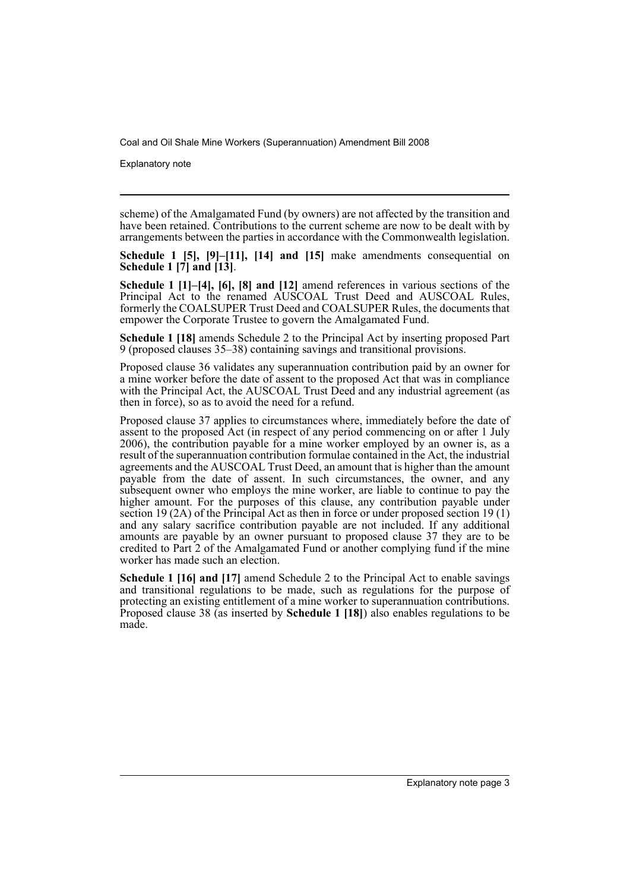scheme) of the Amalgamated Fund (by owners) are not affected by the transition and have been retained. Contributions to the current scheme are now to be dealt with by arrangements between the parties in accordance with the Commonwealth legislation.

**Schedule 1 [5], [9]–[11], [14] and [15]** make amendments consequential on **Schedule 1 [7] and [13]**.

**Schedule 1 [1]–[4], [6], [8] and [12]** amend references in various sections of the Principal Act to the renamed AUSCOAL Trust Deed and AUSCOAL Rules, formerly the COALSUPER Trust Deed and COALSUPER Rules, the documents that empower the Corporate Trustee to govern the Amalgamated Fund.

**Schedule 1 [18]** amends Schedule 2 to the Principal Act by inserting proposed Part 9 (proposed clauses 35–38) containing savings and transitional provisions.

Proposed clause 36 validates any superannuation contribution paid by an owner for a mine worker before the date of assent to the proposed Act that was in compliance with the Principal Act, the AUSCOAL Trust Deed and any industrial agreement (as then in force), so as to avoid the need for a refund.

Proposed clause 37 applies to circumstances where, immediately before the date of assent to the proposed Act (in respect of any period commencing on or after 1 July 2006), the contribution payable for a mine worker employed by an owner is, as a result of the superannuation contribution formulae contained in the Act, the industrial agreements and the AUSCOAL Trust Deed, an amount that is higher than the amount payable from the date of assent. In such circumstances, the owner, and any subsequent owner who employs the mine worker, are liable to continue to pay the higher amount. For the purposes of this clause, any contribution payable under section 19 (2A) of the Principal Act as then in force or under proposed section 19 (1) and any salary sacrifice contribution payable are not included. If any additional amounts are payable by an owner pursuant to proposed clause 37 they are to be credited to Part 2 of the Amalgamated Fund or another complying fund if the mine worker has made such an election.

**Schedule 1 [16] and [17]** amend Schedule 2 to the Principal Act to enable savings and transitional regulations to be made, such as regulations for the purpose of protecting an existing entitlement of a mine worker to superannuation contributions. Proposed clause 38 (as inserted by **Schedule 1 [18]**) also enables regulations to be made.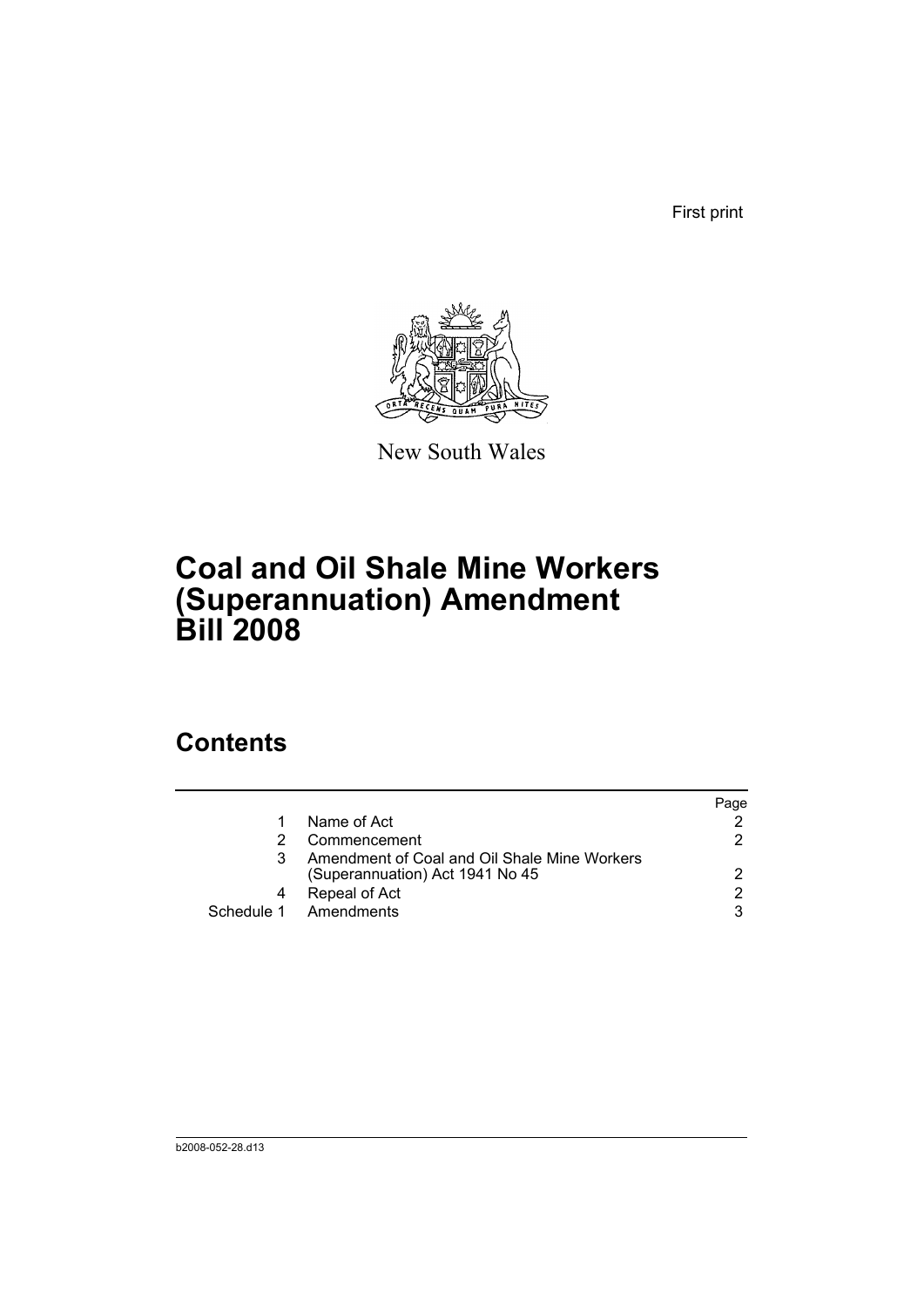First print

New South Wales

# Coal and Oil Shale Mine Workers (Superannuation) Amendment Bill 2008

## Contents

| | | Page |
|---|---|---|
| 1 | Name of Act | 2 |
| 2 | Commencement | 2 |
| 3 | Amendment of Coal and Oil Shale Mine Workers (Superannuation) Act 1941 No 45 | 2 |
| 4 | Repeal of Act | 2 |
| Schedule 1 | Amendments | 3 |

b2008-052-28.d13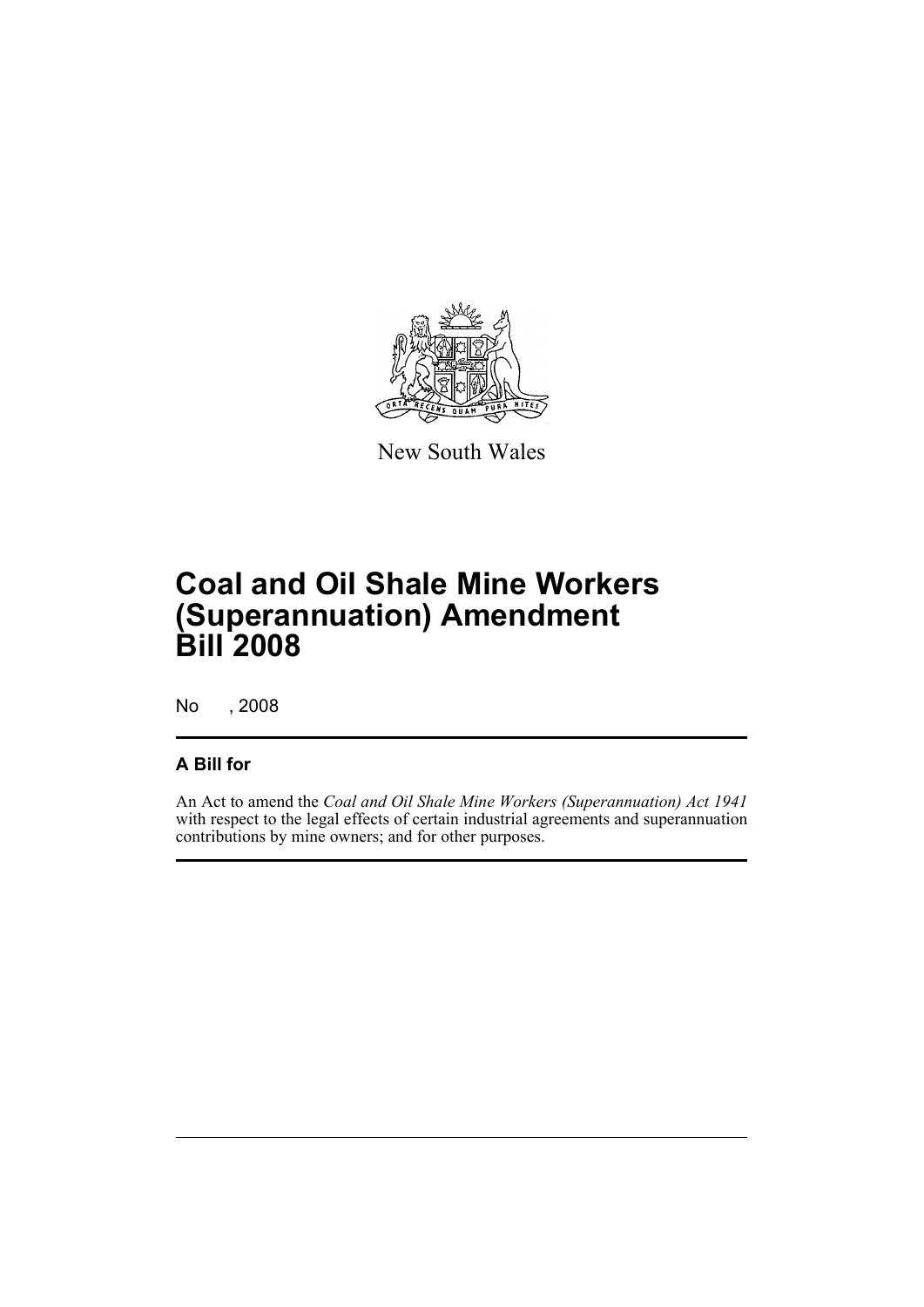New South Wales

# Coal and Oil Shale Mine Workers (Superannuation) Amendment Bill 2008

No , 2008

## A Bill for

An Act to amend the *Coal and Oil Shale Mine Workers (Superannuation) Act 1941* with respect to the legal effects of certain industrial agreements and superannuation contributions by mine owners; and for other purposes.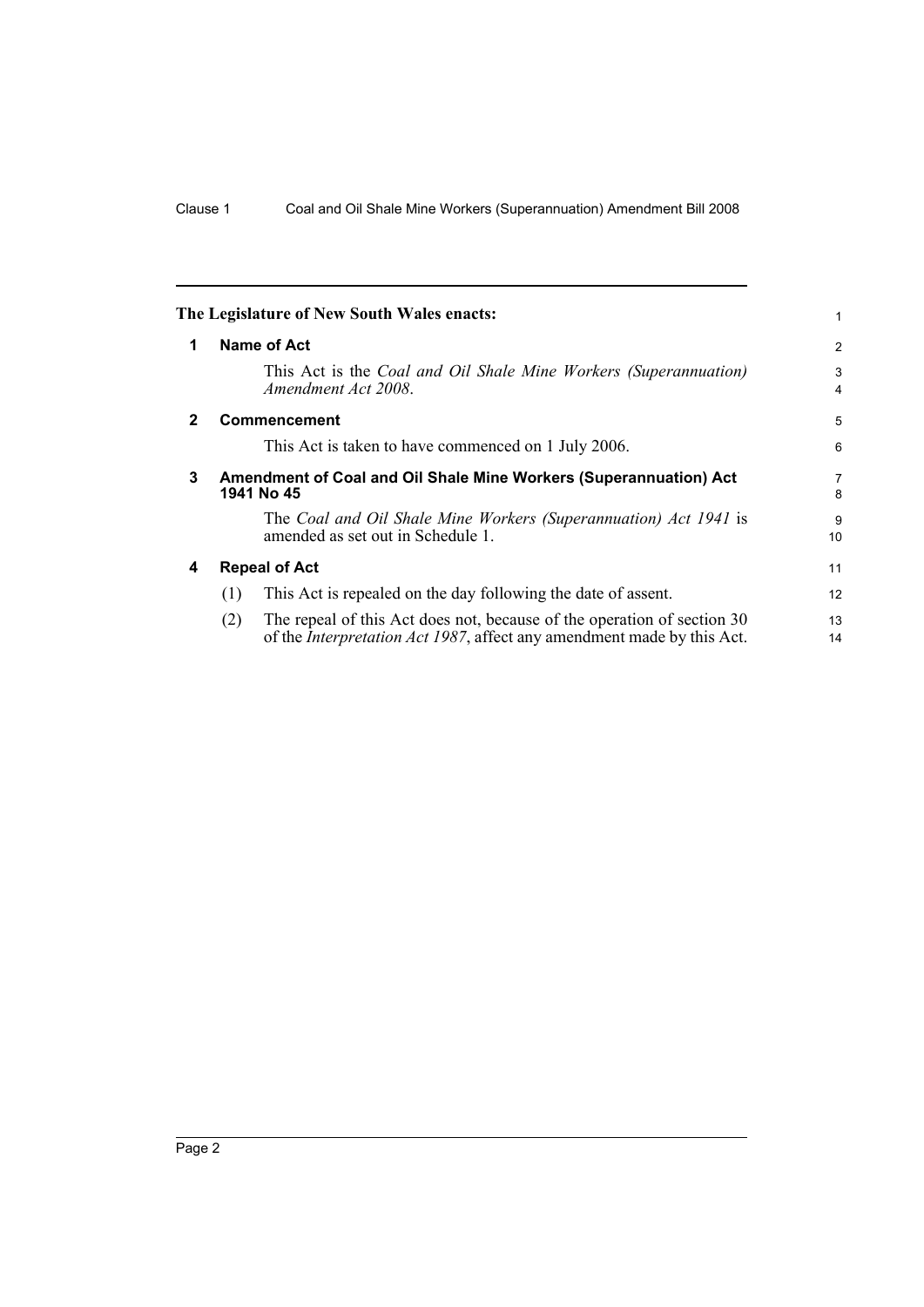**The Legislature of New South Wales enacts:**

## 1 Name of Act

This Act is the *Coal and Oil Shale Mine Workers (Superannuation) Amendment Act 2008*.

## 2 Commencement

This Act is taken to have commenced on 1 July 2006.

## 3 Amendment of Coal and Oil Shale Mine Workers (Superannuation) Act 1941 No 45

The *Coal and Oil Shale Mine Workers (Superannuation) Act 1941* is amended as set out in Schedule 1.

## 4 Repeal of Act

(1) This Act is repealed on the day following the date of assent.

(2) The repeal of this Act does not, because of the operation of section 30 of the *Interpretation Act 1987*, affect any amendment made by this Act.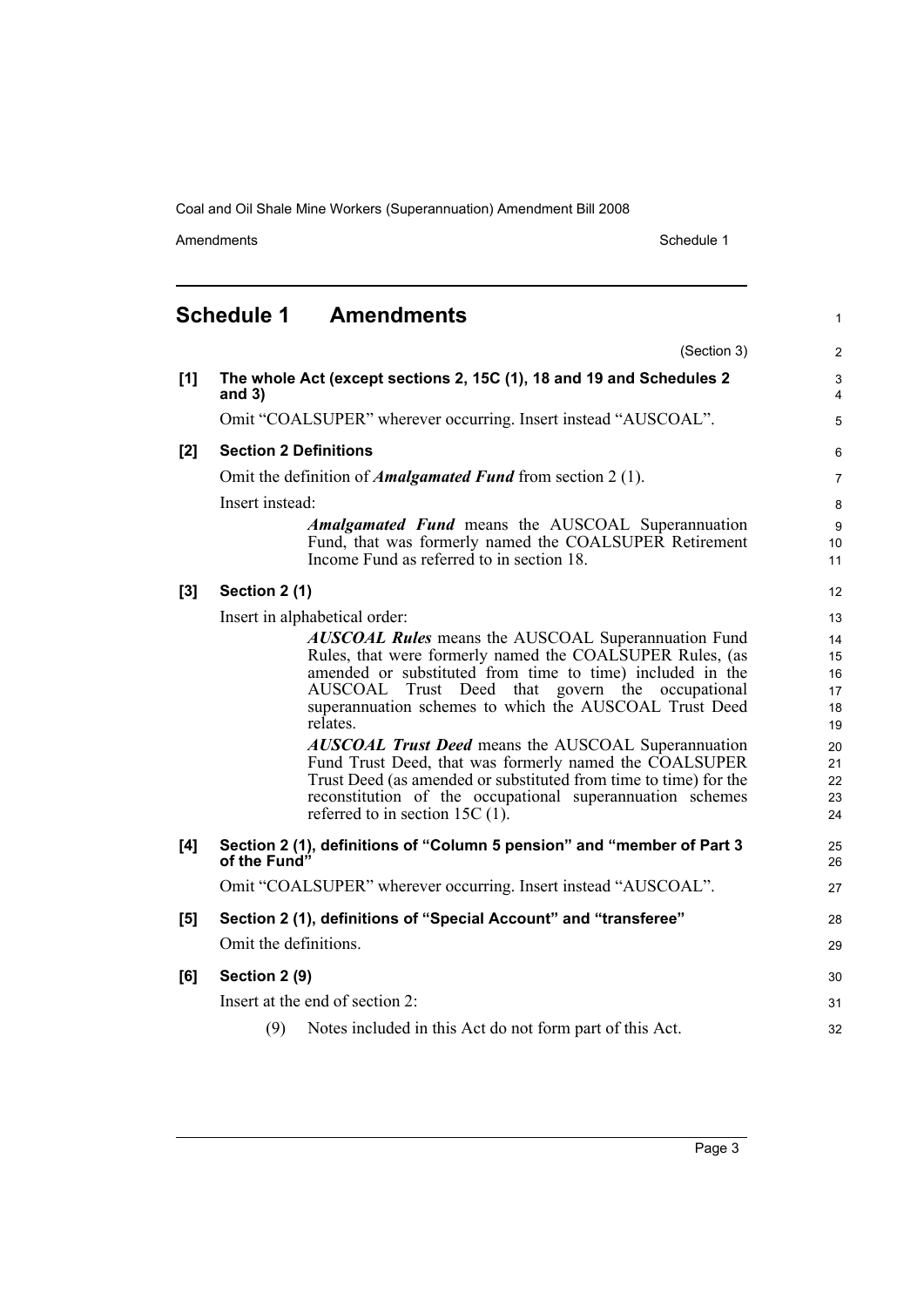## Schedule 1 Amendments

(Section 3)

**[1] The whole Act (except sections 2, 15C (1), 18 and 19 and Schedules 2 and 3)**

Omit "COALSUPER" wherever occurring. Insert instead "AUSCOAL".

**[2] Section 2 Definitions**

Omit the definition of ***Amalgamated Fund*** from section 2 (1).

Insert instead:

> ***Amalgamated Fund*** means the AUSCOAL Superannuation Fund, that was formerly named the COALSUPER Retirement Income Fund as referred to in section 18.

**[3] Section 2 (1)**

Insert in alphabetical order:

> ***AUSCOAL Rules*** means the AUSCOAL Superannuation Fund Rules, that were formerly named the COALSUPER Rules, (as amended or substituted from time to time) included in the AUSCOAL Trust Deed that govern the occupational superannuation schemes to which the AUSCOAL Trust Deed relates.
>
> ***AUSCOAL Trust Deed*** means the AUSCOAL Superannuation Fund Trust Deed, that was formerly named the COALSUPER Trust Deed (as amended or substituted from time to time) for the reconstitution of the occupational superannuation schemes referred to in section 15C (1).

**[4] Section 2 (1), definitions of "Column 5 pension" and "member of Part 3 of the Fund"**

Omit "COALSUPER" wherever occurring. Insert instead "AUSCOAL".

**[5] Section 2 (1), definitions of "Special Account" and "transferee"**

Omit the definitions.

**[6] Section 2 (9)**

Insert at the end of section 2:

> (9) Notes included in this Act do not form part of this Act.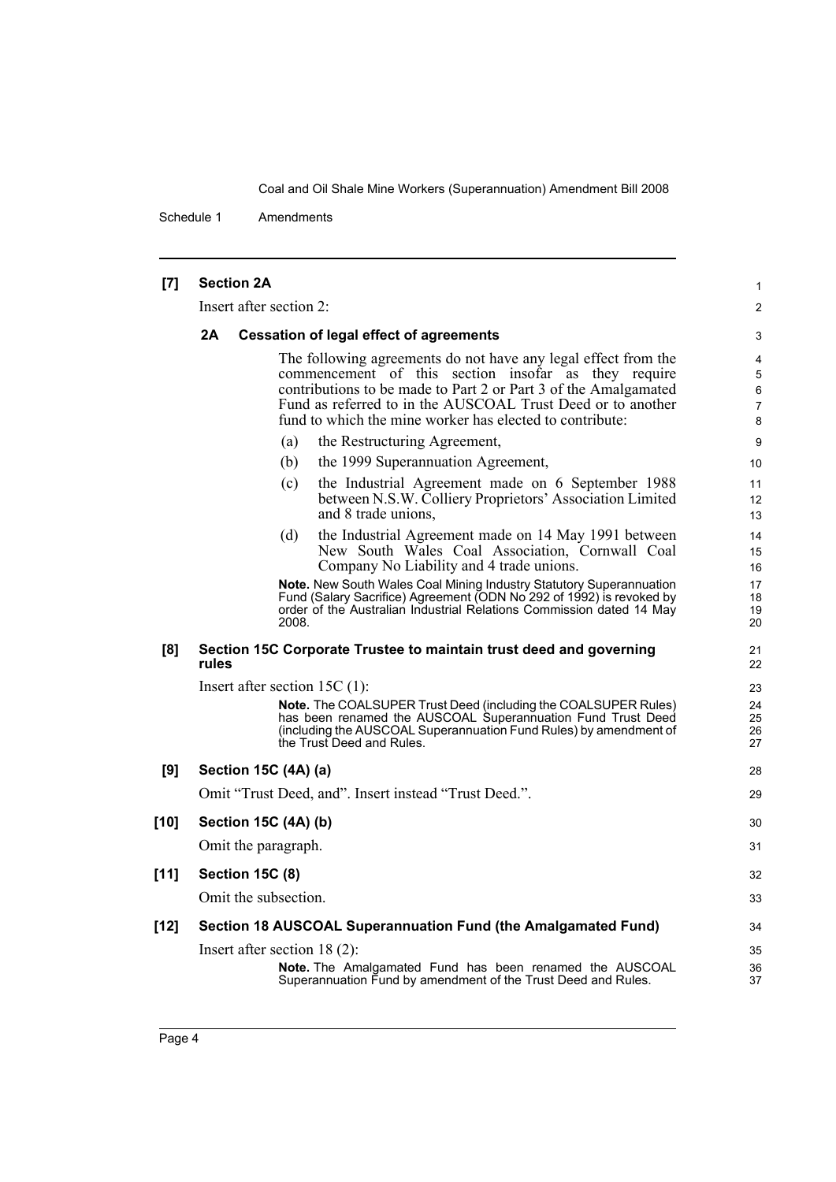**[7] Section 2A**

Insert after section 2:

**2A Cessation of legal effect of agreements**

The following agreements do not have any legal effect from the commencement of this section insofar as they require contributions to be made to Part 2 or Part 3 of the Amalgamated Fund as referred to in the AUSCOAL Trust Deed or to another fund to which the mine worker has elected to contribute:

(a) the Restructuring Agreement,

(b) the 1999 Superannuation Agreement,

(c) the Industrial Agreement made on 6 September 1988 between N.S.W. Colliery Proprietors' Association Limited and 8 trade unions,

(d) the Industrial Agreement made on 14 May 1991 between New South Wales Coal Association, Cornwall Coal Company No Liability and 4 trade unions.

**Note.** New South Wales Coal Mining Industry Statutory Superannuation Fund (Salary Sacrifice) Agreement (ODN No 292 of 1992) is revoked by order of the Australian Industrial Relations Commission dated 14 May 2008.

**[8] Section 15C Corporate Trustee to maintain trust deed and governing rules**

Insert after section 15C (1):

**Note.** The COALSUPER Trust Deed (including the COALSUPER Rules) has been renamed the AUSCOAL Superannuation Fund Trust Deed (including the AUSCOAL Superannuation Fund Rules) by amendment of the Trust Deed and Rules.

**[9] Section 15C (4A) (a)**

Omit "Trust Deed, and". Insert instead "Trust Deed.".

**[10] Section 15C (4A) (b)**

Omit the paragraph.

**[11] Section 15C (8)**

Omit the subsection.

**[12] Section 18 AUSCOAL Superannuation Fund (the Amalgamated Fund)**

Insert after section 18 (2):

**Note.** The Amalgamated Fund has been renamed the AUSCOAL Superannuation Fund by amendment of the Trust Deed and Rules.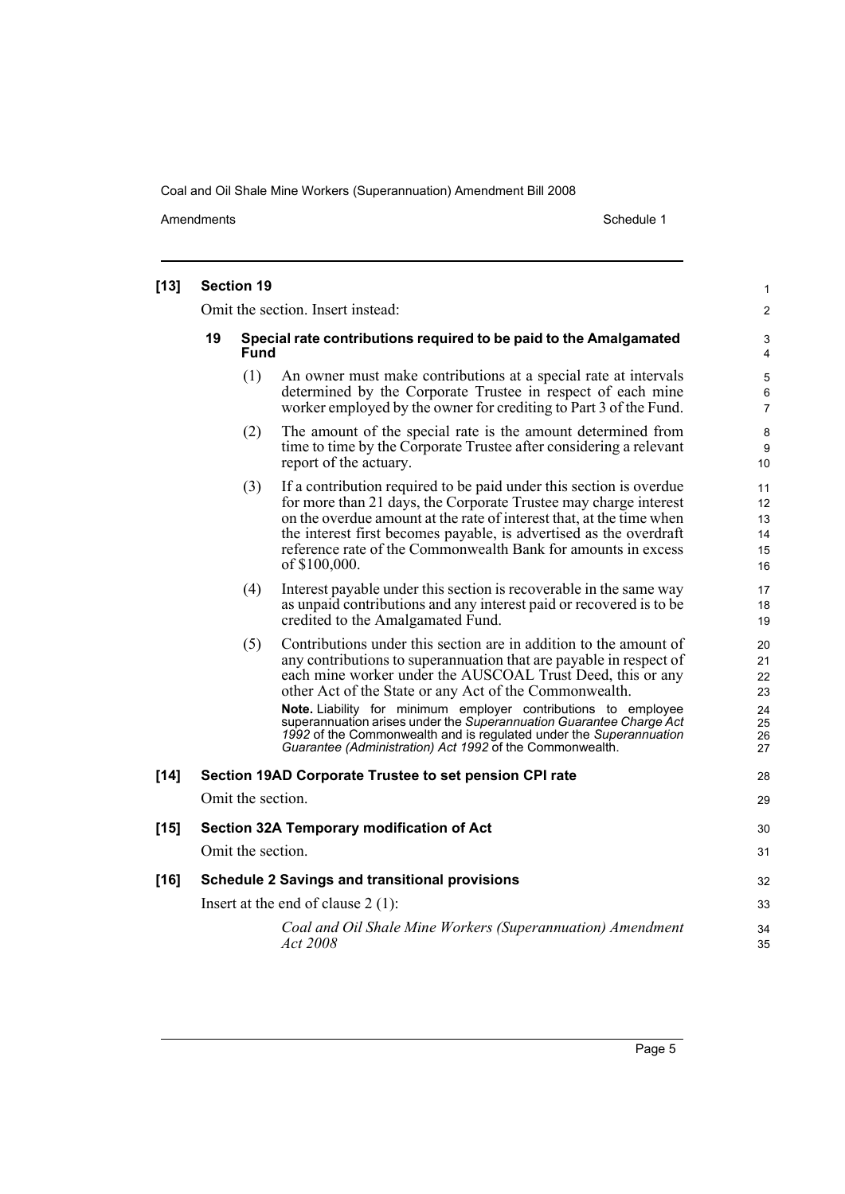**[13] Section 19**

Omit the section. Insert instead:

**19 Special rate contributions required to be paid to the Amalgamated Fund**

(1) An owner must make contributions at a special rate at intervals determined by the Corporate Trustee in respect of each mine worker employed by the owner for crediting to Part 3 of the Fund.

(2) The amount of the special rate is the amount determined from time to time by the Corporate Trustee after considering a relevant report of the actuary.

(3) If a contribution required to be paid under this section is overdue for more than 21 days, the Corporate Trustee may charge interest on the overdue amount at the rate of interest that, at the time when the interest first becomes payable, is advertised as the overdraft reference rate of the Commonwealth Bank for amounts in excess of $100,000.

(4) Interest payable under this section is recoverable in the same way as unpaid contributions and any interest paid or recovered is to be credited to the Amalgamated Fund.

(5) Contributions under this section are in addition to the amount of any contributions to superannuation that are payable in respect of each mine worker under the AUSCOAL Trust Deed, this or any other Act of the State or any Act of the Commonwealth.

**Note.** Liability for minimum employer contributions to employee superannuation arises under the *Superannuation Guarantee Charge Act 1992* of the Commonwealth and is regulated under the *Superannuation Guarantee (Administration) Act 1992* of the Commonwealth.

**[14] Section 19AD Corporate Trustee to set pension CPI rate**

Omit the section.

**[15] Section 32A Temporary modification of Act**

Omit the section.

**[16] Schedule 2 Savings and transitional provisions**

Insert at the end of clause 2 (1):

*Coal and Oil Shale Mine Workers (Superannuation) Amendment Act 2008*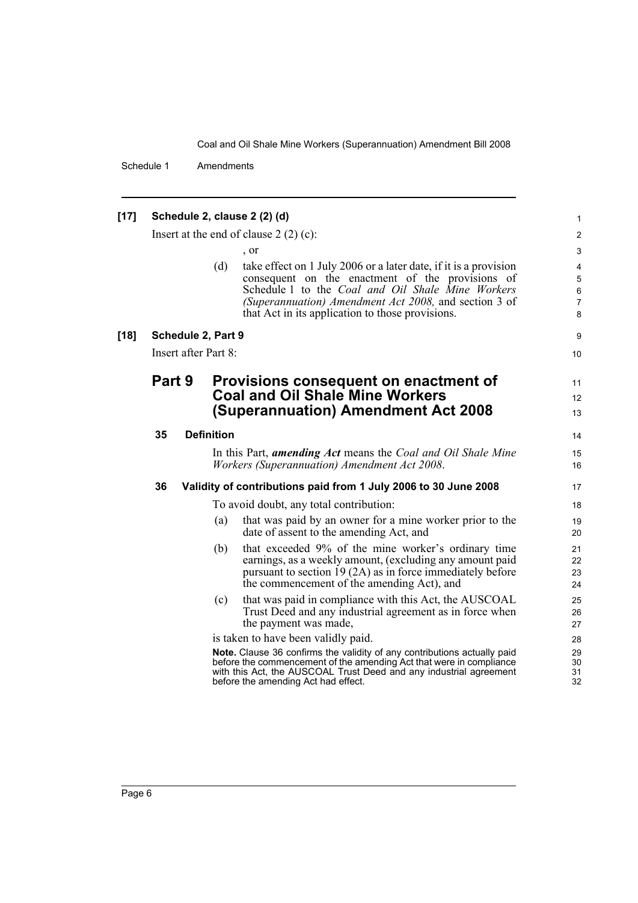**[17] Schedule 2, clause 2 (2) (d)**

Insert at the end of clause 2 (2) (c):

, or

(d) take effect on 1 July 2006 or a later date, if it is a provision consequent on the enactment of the provisions of Schedule 1 to the *Coal and Oil Shale Mine Workers (Superannuation) Amendment Act 2008,* and section 3 of that Act in its application to those provisions.

**[18] Schedule 2, Part 9**

Insert after Part 8:

## Part 9 Provisions consequent on enactment of Coal and Oil Shale Mine Workers (Superannuation) Amendment Act 2008

### 35 Definition

In this Part, ***amending Act*** means the *Coal and Oil Shale Mine Workers (Superannuation) Amendment Act 2008*.

### 36 Validity of contributions paid from 1 July 2006 to 30 June 2008

To avoid doubt, any total contribution:

(a) that was paid by an owner for a mine worker prior to the date of assent to the amending Act, and

(b) that exceeded 9% of the mine worker's ordinary time earnings, as a weekly amount, (excluding any amount paid pursuant to section 19 (2A) as in force immediately before the commencement of the amending Act), and

(c) that was paid in compliance with this Act, the AUSCOAL Trust Deed and any industrial agreement as in force when the payment was made,

is taken to have been validly paid.

**Note.** Clause 36 confirms the validity of any contributions actually paid before the commencement of the amending Act that were in compliance with this Act, the AUSCOAL Trust Deed and any industrial agreement before the amending Act had effect.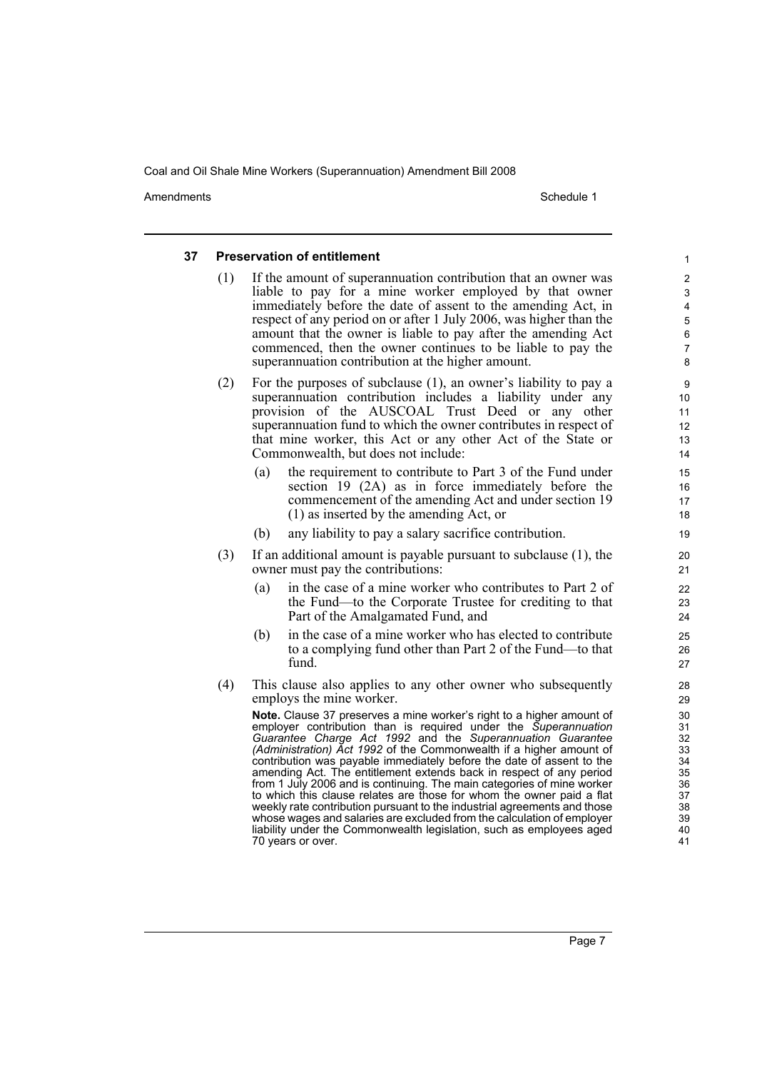### 37 Preservation of entitlement

(1) If the amount of superannuation contribution that an owner was liable to pay for a mine worker employed by that owner immediately before the date of assent to the amending Act, in respect of any period on or after 1 July 2006, was higher than the amount that the owner is liable to pay after the amending Act commenced, then the owner continues to be liable to pay the superannuation contribution at the higher amount.

(2) For the purposes of subclause (1), an owner's liability to pay a superannuation contribution includes a liability under any provision of the AUSCOAL Trust Deed or any other superannuation fund to which the owner contributes in respect of that mine worker, this Act or any other Act of the State or Commonwealth, but does not include:

- (a) the requirement to contribute to Part 3 of the Fund under section 19 (2A) as in force immediately before the commencement of the amending Act and under section 19 (1) as inserted by the amending Act, or
- (b) any liability to pay a salary sacrifice contribution.

(3) If an additional amount is payable pursuant to subclause (1), the owner must pay the contributions:

- (a) in the case of a mine worker who contributes to Part 2 of the Fund—to the Corporate Trustee for crediting to that Part of the Amalgamated Fund, and
- (b) in the case of a mine worker who has elected to contribute to a complying fund other than Part 2 of the Fund—to that fund.

(4) This clause also applies to any other owner who subsequently employs the mine worker.

**Note.** Clause 37 preserves a mine worker's right to a higher amount of employer contribution than is required under the *Superannuation Guarantee Charge Act 1992* and the *Superannuation Guarantee (Administration) Act 1992* of the Commonwealth if a higher amount of contribution was payable immediately before the date of assent to the amending Act. The entitlement extends back in respect of any period from 1 July 2006 and is continuing. The main categories of mine worker to which this clause relates are those for whom the owner paid a flat weekly rate contribution pursuant to the industrial agreements and those whose wages and salaries are excluded from the calculation of employer liability under the Commonwealth legislation, such as employees aged 70 years or over.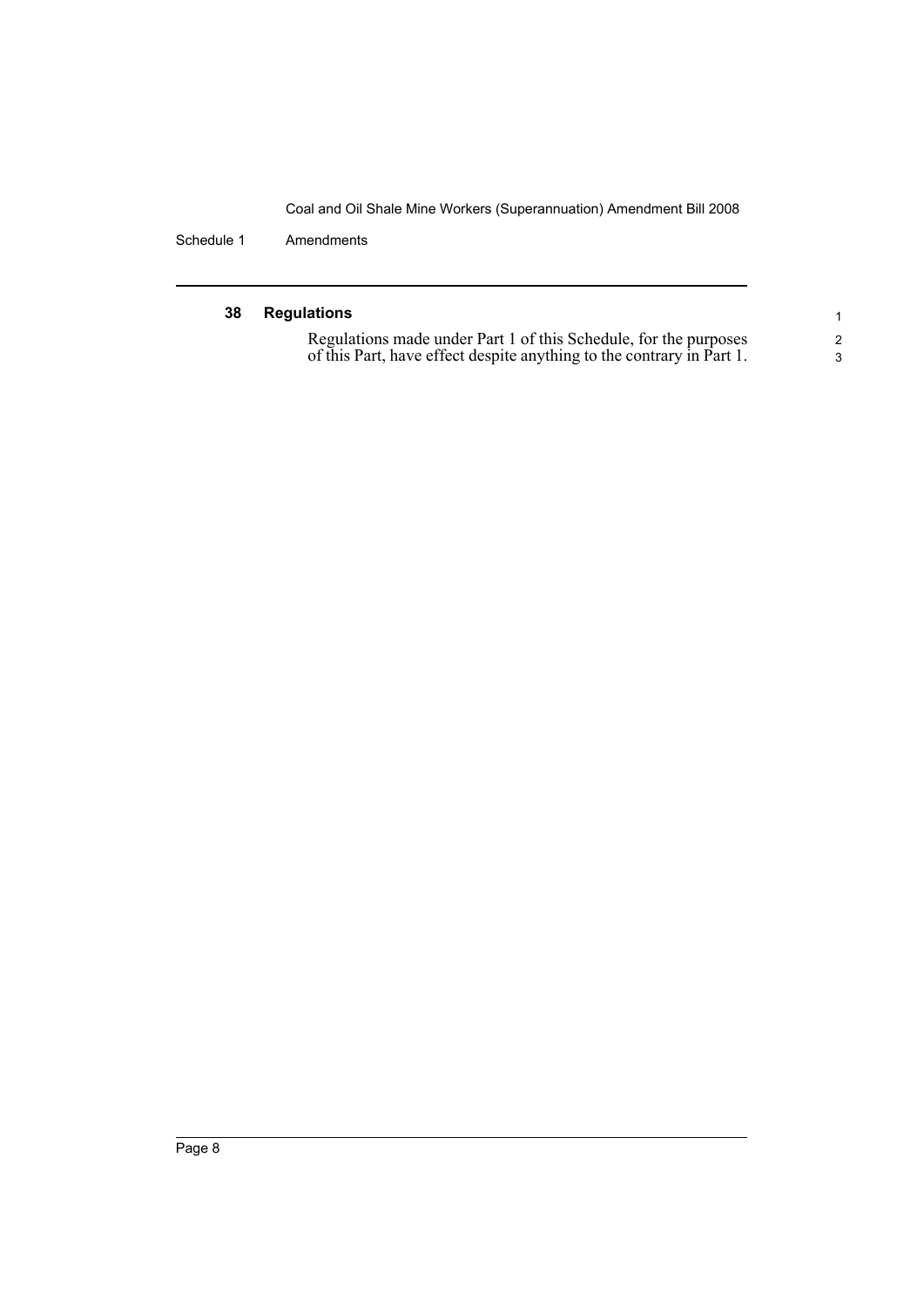### 38 Regulations

Regulations made under Part 1 of this Schedule, for the purposes of this Part, have effect despite anything to the contrary in Part 1.